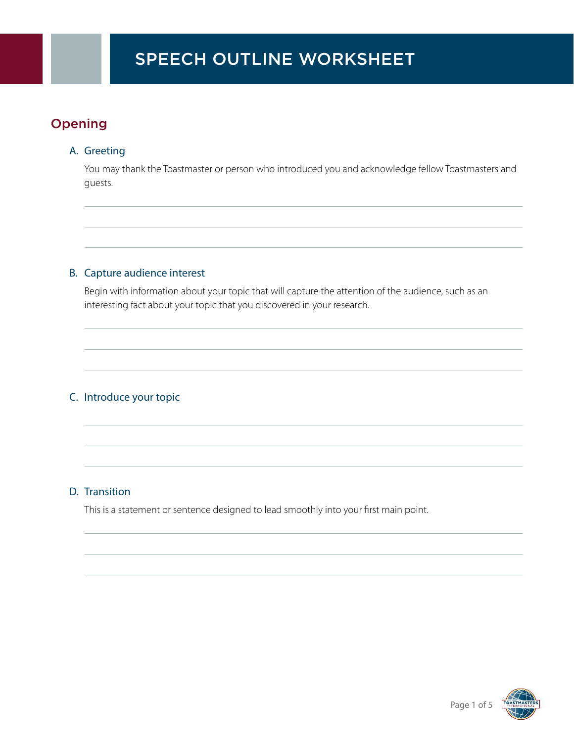# SPEECH OUTLINE WORKSHEET

## Opening

### A. Greeting

You may thank the Toastmaster or person who introduced you and acknowledge fellow Toastmasters and guests.

### B. Capture audience interest

Begin with information about your topic that will capture the attention of the audience, such as an interesting fact about your topic that you discovered in your research.

### C. Introduce your topic

### D. Transition

This is a statement or sentence designed to lead smoothly into your first main point.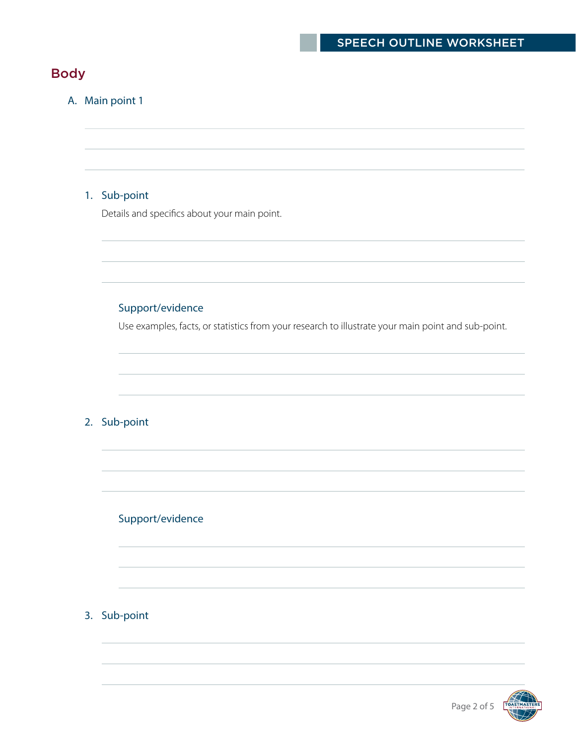## Body

A. Main point 1

1. Sub-point

   Details and specifics about your main point.

   Support/evidence

   Use examples, facts, or statistics from your research to illustrate your main point and sub-point.

2. Sub-point

   Support/evidence

3. Sub-point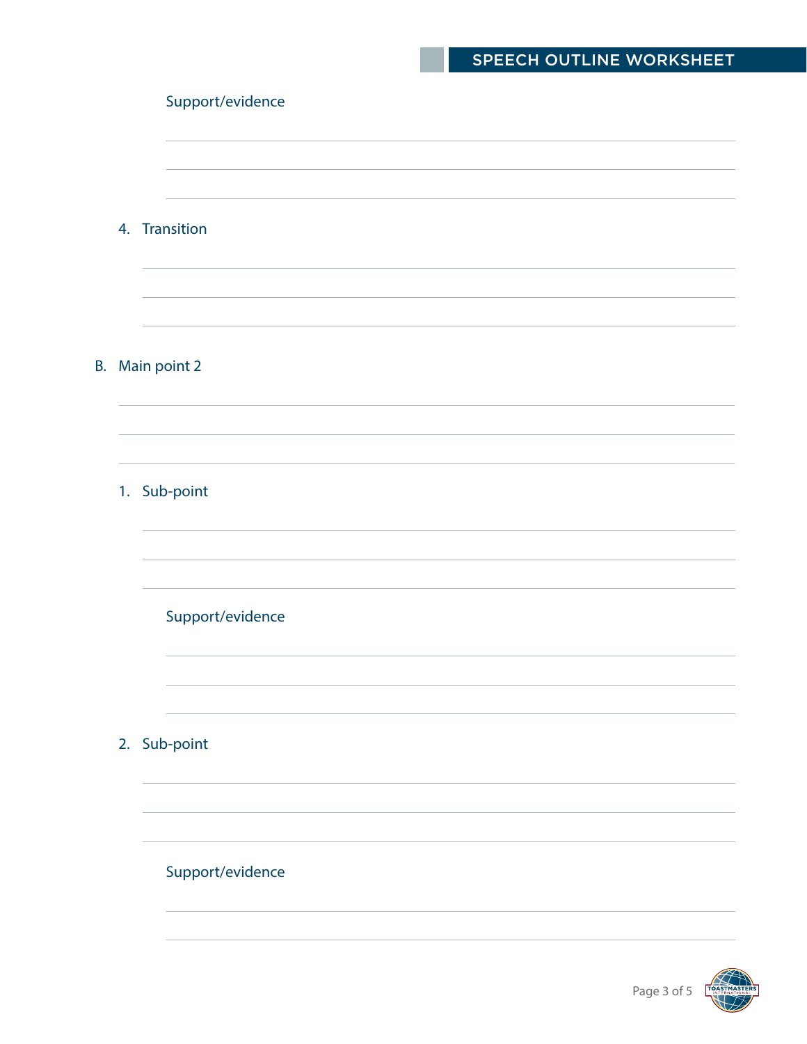Support/evidence

4. Transition

B. Main point 2

1. Sub-point

Support/evidence

2. Sub-point

Support/evidence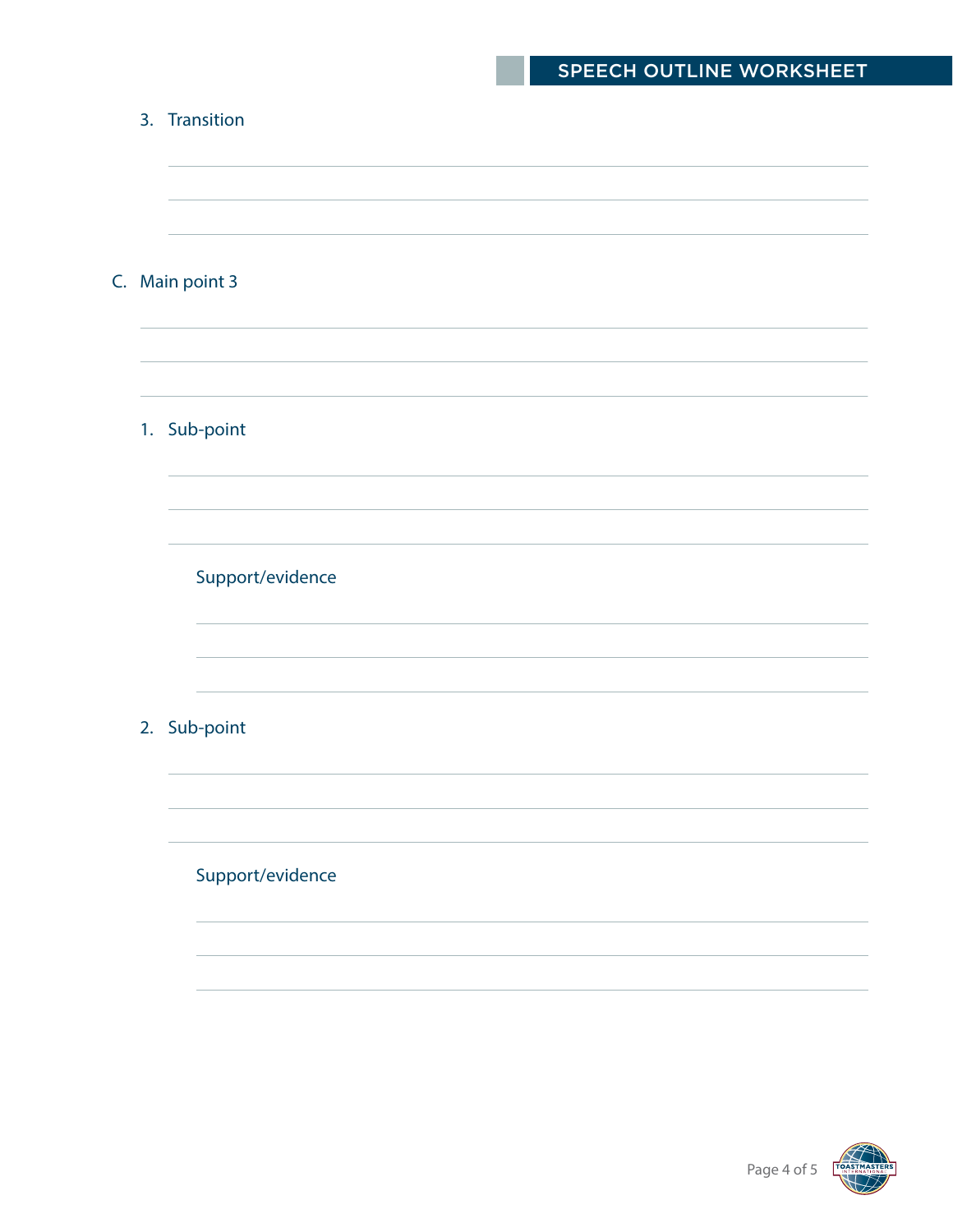3. Transition

C. Main point 3

1. Sub-point

   Support/evidence

2. Sub-point

   Support/evidence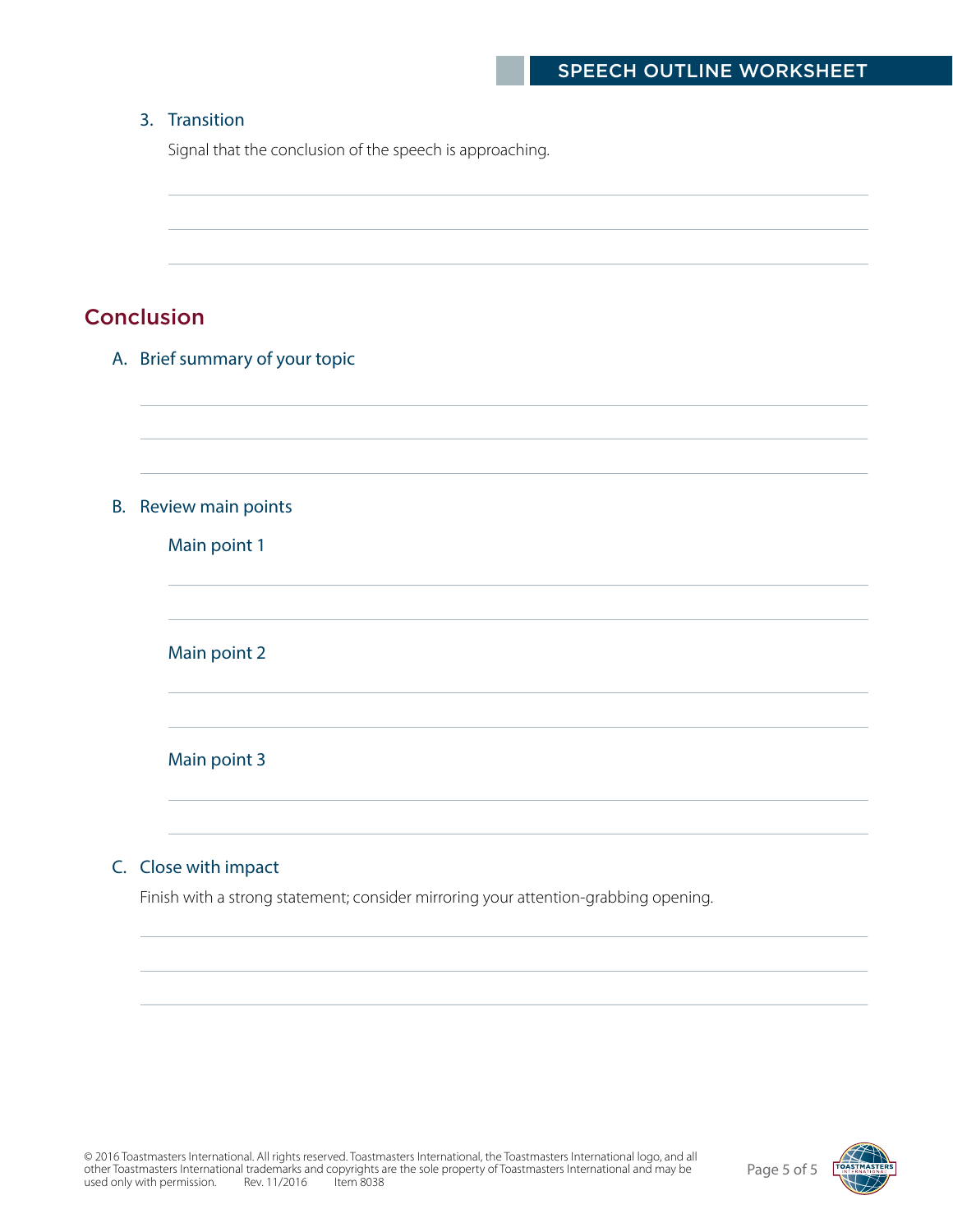3. Transition

   Signal that the conclusion of the speech is approaching.

## Conclusion

A. Brief summary of your topic

B. Review main points

   Main point 1

   Main point 2

   Main point 3

C. Close with impact

   Finish with a strong statement; consider mirroring your attention-grabbing opening.

© 2016 Toastmasters International. All rights reserved. Toastmasters International, the Toastmasters International logo, and all other Toastmasters International trademarks and copyrights are the sole property of Toastmasters International and may be used only with permission. Rev. 11/2016 Item 8038